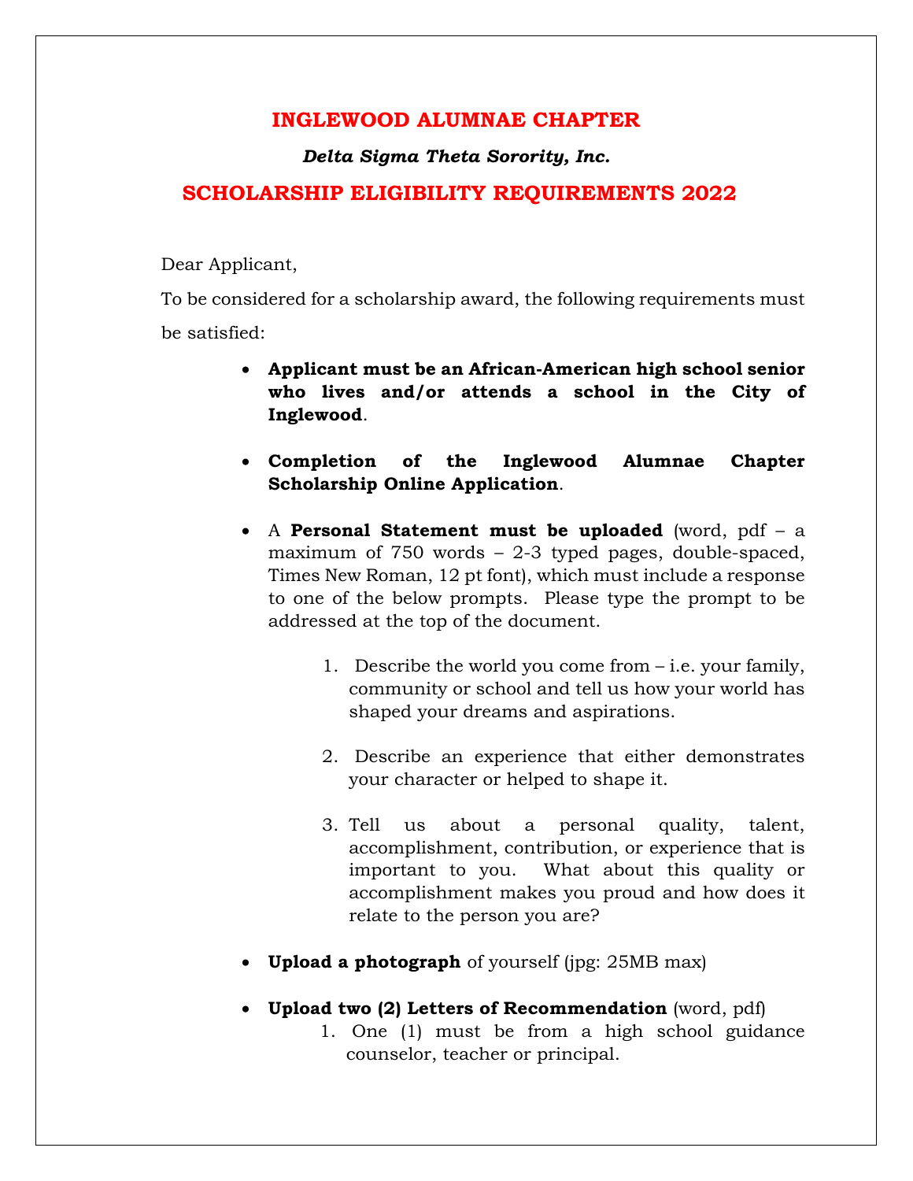# INGLEWOOD ALUMNAE CHAPTER

***Delta Sigma Theta Sorority, Inc.***

## SCHOLARSHIP ELIGIBILITY REQUIREMENTS 2022

Dear Applicant,

To be considered for a scholarship award, the following requirements must be satisfied:

- **Applicant must be an African-American high school senior who lives and/or attends a school in the City of Inglewood**.

- **Completion of the Inglewood Alumnae Chapter Scholarship Online Application**.

- A **Personal Statement must be uploaded** (word, pdf – a maximum of 750 words – 2-3 typed pages, double-spaced, Times New Roman, 12 pt font), which must include a response to one of the below prompts. Please type the prompt to be addressed at the top of the document.

  1. Describe the world you come from – i.e. your family, community or school and tell us how your world has shaped your dreams and aspirations.

  2. Describe an experience that either demonstrates your character or helped to shape it.

  3. Tell us about a personal quality, talent, accomplishment, contribution, or experience that is important to you. What about this quality or accomplishment makes you proud and how does it relate to the person you are?

- **Upload a photograph** of yourself (jpg: 25MB max)

- **Upload two (2) Letters of Recommendation** (word, pdf)
  1. One (1) must be from a high school guidance counselor, teacher or principal.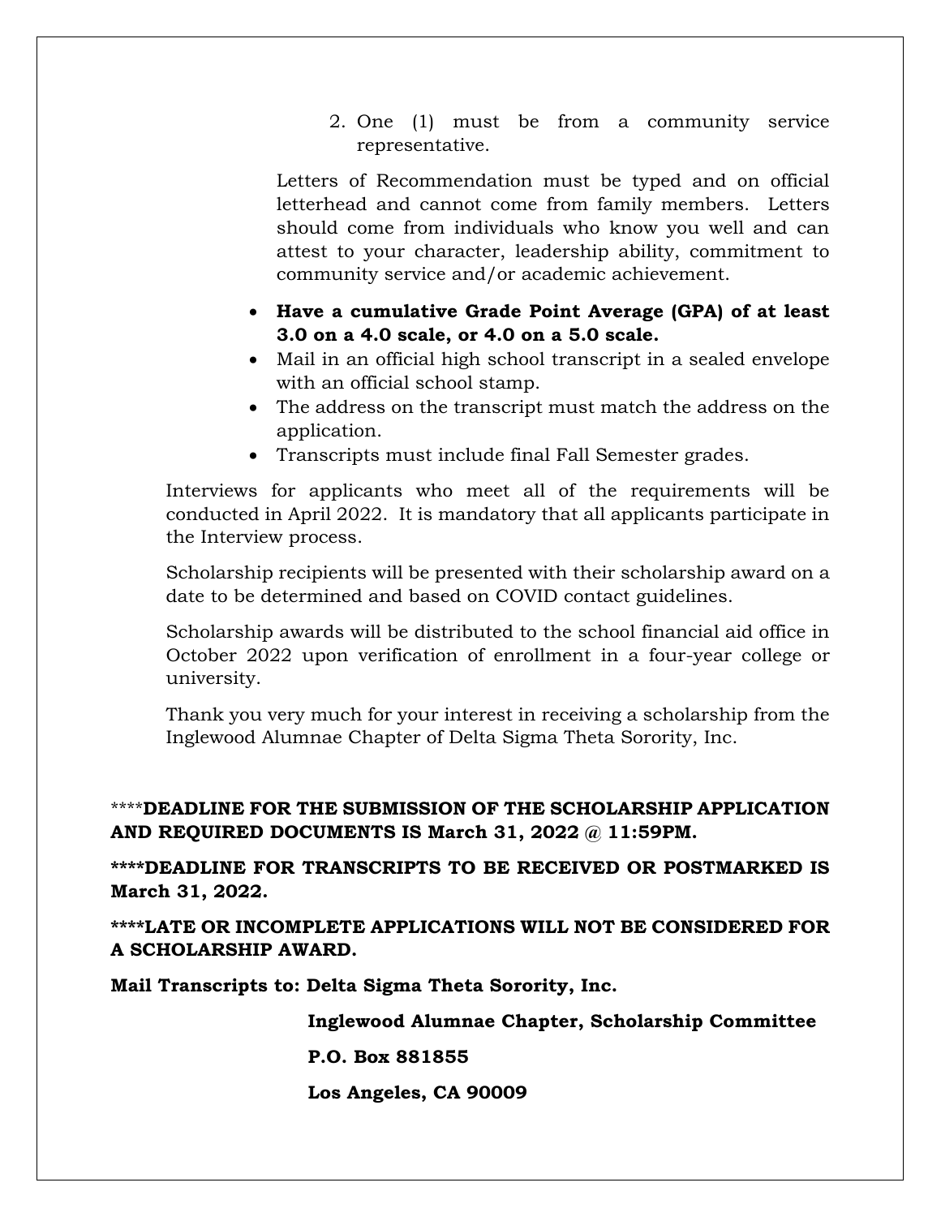2. One (1) must be from a community service representative.

Letters of Recommendation must be typed and on official letterhead and cannot come from family members. Letters should come from individuals who know you well and can attest to your character, leadership ability, commitment to community service and/or academic achievement.

- **Have a cumulative Grade Point Average (GPA) of at least 3.0 on a 4.0 scale, or 4.0 on a 5.0 scale.**
- Mail in an official high school transcript in a sealed envelope with an official school stamp.
- The address on the transcript must match the address on the application.
- Transcripts must include final Fall Semester grades.

Interviews for applicants who meet all of the requirements will be conducted in April 2022. It is mandatory that all applicants participate in the Interview process.

Scholarship recipients will be presented with their scholarship award on a date to be determined and based on COVID contact guidelines.

Scholarship awards will be distributed to the school financial aid office in October 2022 upon verification of enrollment in a four-year college or university.

Thank you very much for your interest in receiving a scholarship from the Inglewood Alumnae Chapter of Delta Sigma Theta Sorority, Inc.

****__DEADLINE FOR THE SUBMISSION OF THE SCHOLARSHIP APPLICATION AND REQUIRED DOCUMENTS IS March 31, 2022 @ 11:59PM.__

__****DEADLINE FOR TRANSCRIPTS TO BE RECEIVED OR POSTMARKED IS March 31, 2022.__

__****LATE OR INCOMPLETE APPLICATIONS WILL NOT BE CONSIDERED FOR A SCHOLARSHIP AWARD.__

**Mail Transcripts to: Delta Sigma Theta Sorority, Inc.**

**Inglewood Alumnae Chapter, Scholarship Committee**

**P.O. Box 881855**

**Los Angeles, CA 90009**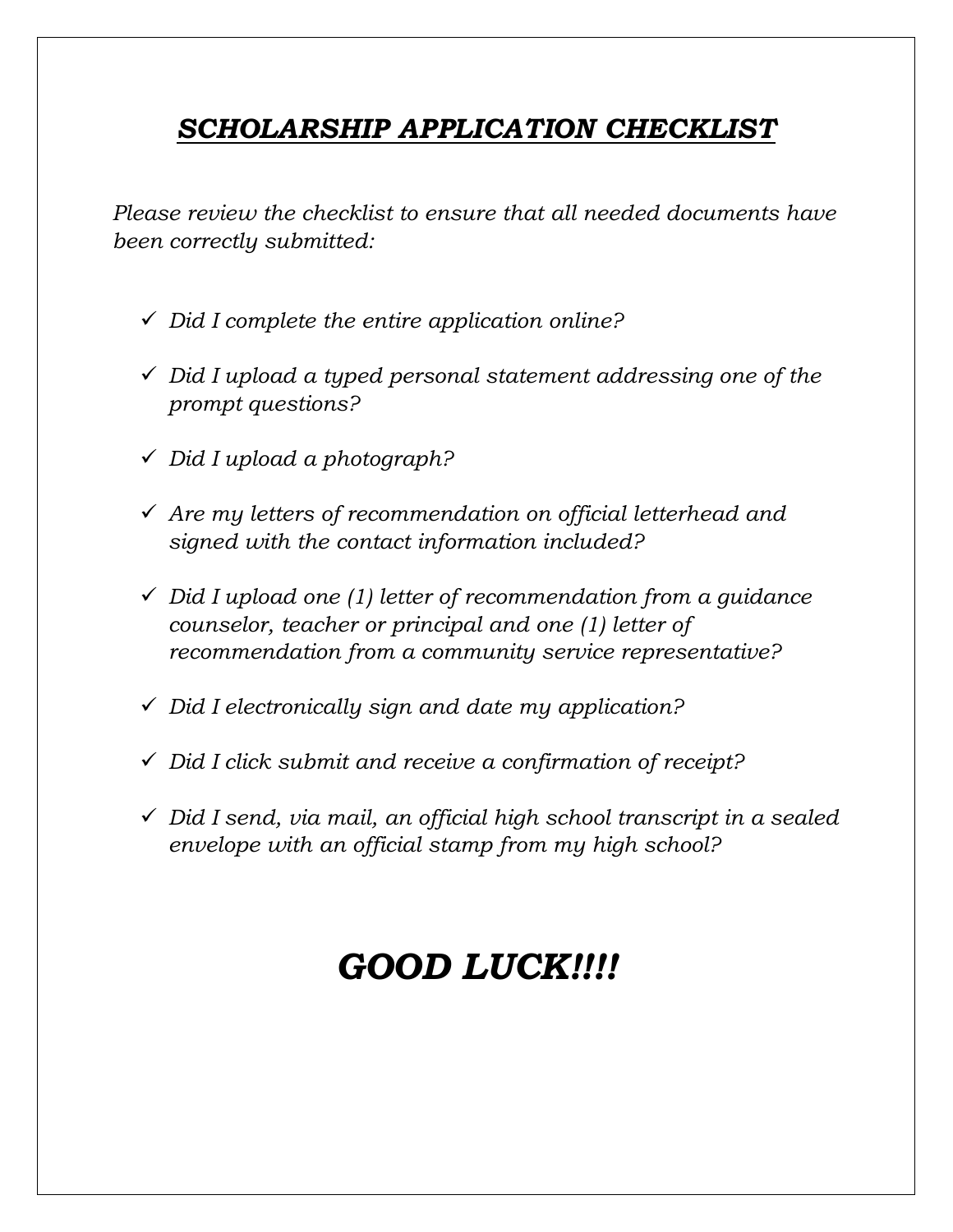## ***SCHOLARSHIP APPLICATION CHECKLIST***

*Please review the checklist to ensure that all needed documents have been correctly submitted:*

- ✓ *Did I complete the entire application online?*
- ✓ *Did I upload a typed personal statement addressing one of the prompt questions?*
- ✓ *Did I upload a photograph?*
- ✓ *Are my letters of recommendation on official letterhead and signed with the contact information included?*
- ✓ *Did I upload one (1) letter of recommendation from a guidance counselor, teacher or principal and one (1) letter of recommendation from a community service representative?*
- ✓ *Did I electronically sign and date my application?*
- ✓ *Did I click submit and receive a confirmation of receipt?*
- ✓ *Did I send, via mail, an official high school transcript in a sealed envelope with an official stamp from my high school?*

# ***GOOD LUCK!!!!***